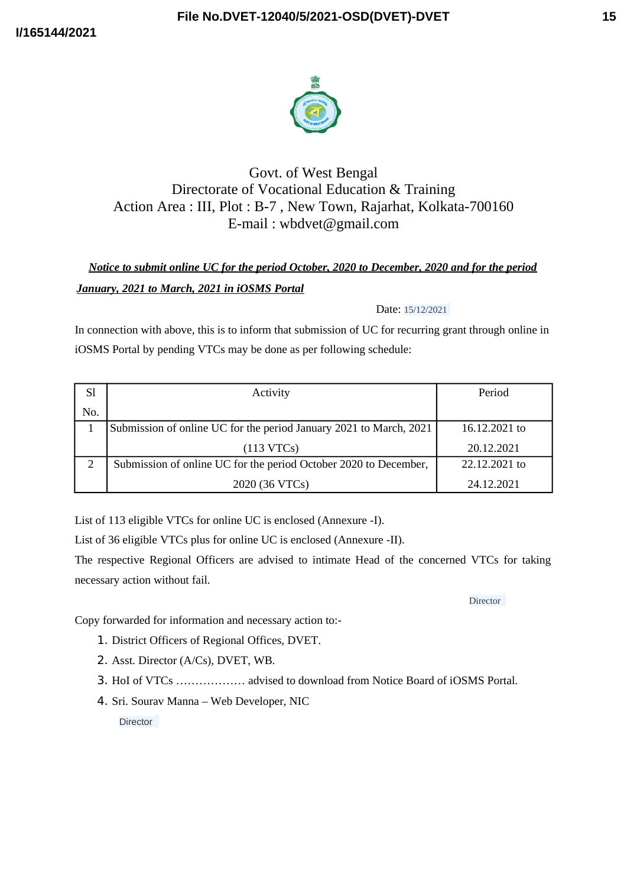Govt. of West Bengal
Directorate of Vocational Education & Training
Action Area : III, Plot : B-7 , New Town, Rajarhat, Kolkata-700160
E-mail : wbdvet@gmail.com

***Notice to submit online UC for the period October, 2020 to December, 2020 and for the period January, 2021 to March, 2021 in iOSMS Portal***

Date: 15/12/2021

In connection with above, this is to inform that submission of UC for recurring grant through online in iOSMS Portal by pending VTCs may be done as per following schedule:

| Sl No. | Activity | Period |
|---|---|---|
| 1 | Submission of online UC for the period January 2021 to March, 2021 (113 VTCs) | 16.12.2021 to 20.12.2021 |
| 2 | Submission of online UC for the period October 2020 to December, 2020 (36 VTCs) | 22.12.2021 to 24.12.2021 |

List of 113 eligible VTCs for online UC is enclosed (Annexure -I).

List of 36 eligible VTCs plus for online UC is enclosed (Annexure -II).

The respective Regional Officers are advised to intimate Head of the concerned VTCs for taking necessary action without fail.

Director

Copy forwarded for information and necessary action to:-

1. District Officers of Regional Offices, DVET.
2. Asst. Director (A/Cs), DVET, WB.
3. HoI of VTCs ……………… advised to download from Notice Board of iOSMS Portal.
4. Sri. Sourav Manna – Web Developer, NIC

Director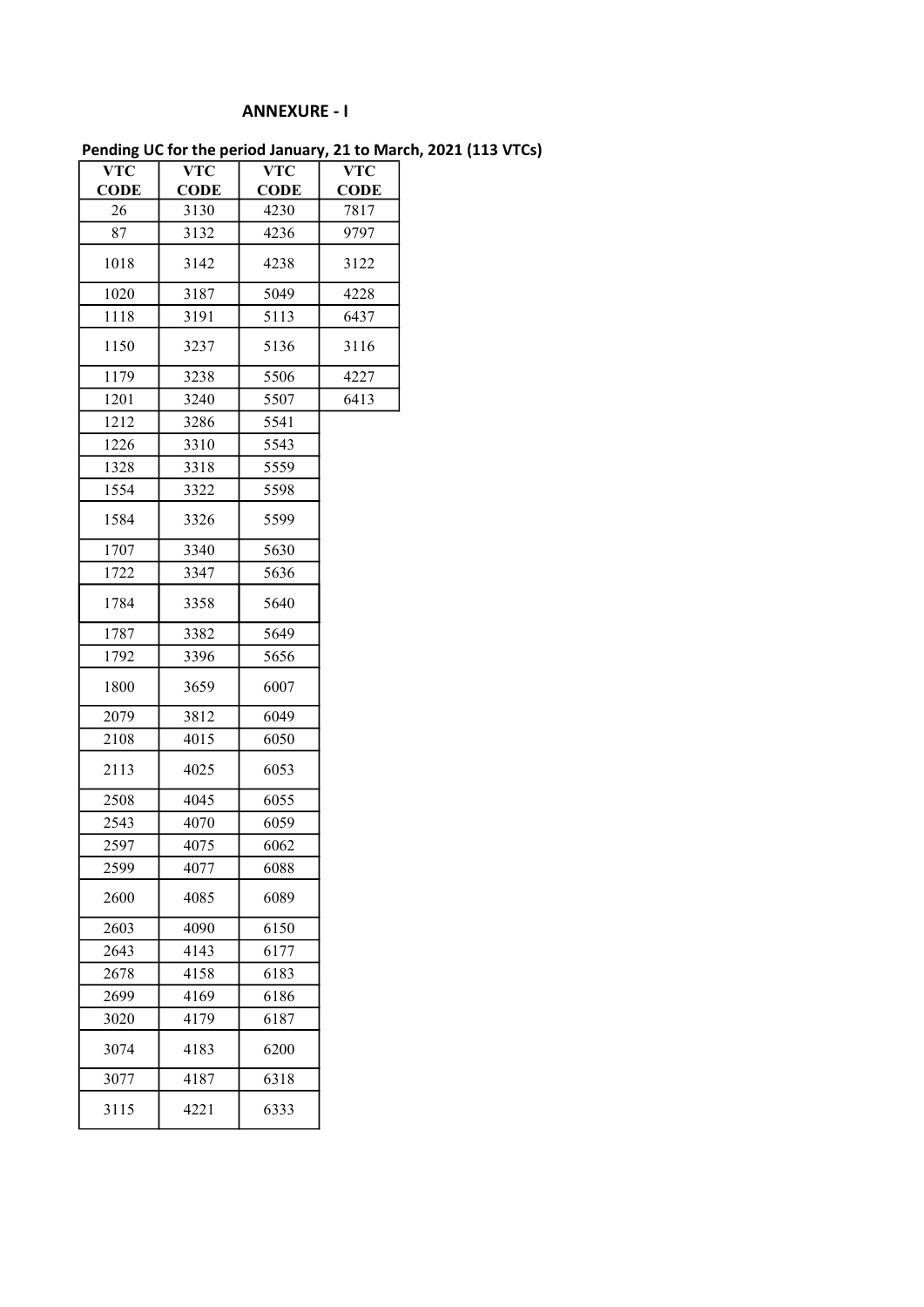## ANNEXURE - I

**Pending UC for the period January, 21 to March, 2021 (113 VTCs)**

| VTC CODE | VTC CODE | VTC CODE | VTC CODE |
|---|---|---|---|
| 26 | 3130 | 4230 | 7817 |
| 87 | 3132 | 4236 | 9797 |
| 1018 | 3142 | 4238 | 3122 |
| 1020 | 3187 | 5049 | 4228 |
| 1118 | 3191 | 5113 | 6437 |
| 1150 | 3237 | 5136 | 3116 |
| 1179 | 3238 | 5506 | 4227 |
| 1201 | 3240 | 5507 | 6413 |
| 1212 | 3286 | 5541 | |
| 1226 | 3310 | 5543 | |
| 1328 | 3318 | 5559 | |
| 1554 | 3322 | 5598 | |
| 1584 | 3326 | 5599 | |
| 1707 | 3340 | 5630 | |
| 1722 | 3347 | 5636 | |
| 1784 | 3358 | 5640 | |
| 1787 | 3382 | 5649 | |
| 1792 | 3396 | 5656 | |
| 1800 | 3659 | 6007 | |
| 2079 | 3812 | 6049 | |
| 2108 | 4015 | 6050 | |
| 2113 | 4025 | 6053 | |
| 2508 | 4045 | 6055 | |
| 2543 | 4070 | 6059 | |
| 2597 | 4075 | 6062 | |
| 2599 | 4077 | 6088 | |
| 2600 | 4085 | 6089 | |
| 2603 | 4090 | 6150 | |
| 2643 | 4143 | 6177 | |
| 2678 | 4158 | 6183 | |
| 2699 | 4169 | 6186 | |
| 3020 | 4179 | 6187 | |
| 3074 | 4183 | 6200 | |
| 3077 | 4187 | 6318 | |
| 3115 | 4221 | 6333 | |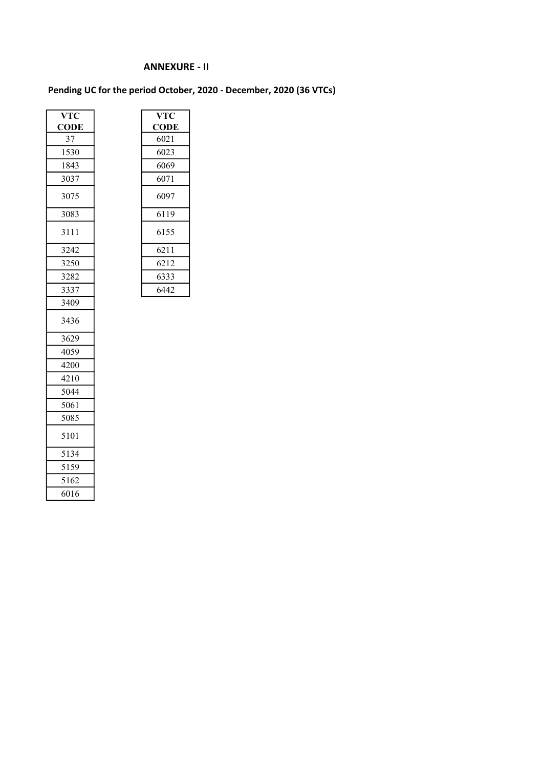**ANNEXURE - II**

**Pending UC for the period October, 2020 - December, 2020 (36 VTCs)**

| VTC CODE |
|---|
| 37 |
| 1530 |
| 1843 |
| 3037 |
| 3075 |
| 3083 |
| 3111 |
| 3242 |
| 3250 |
| 3282 |
| 3337 |
| 3409 |
| 3436 |
| 3629 |
| 4059 |
| 4200 |
| 4210 |
| 5044 |
| 5061 |
| 5085 |
| 5101 |
| 5134 |
| 5159 |
| 5162 |
| 6016 |

| VTC CODE |
|---|
| 6021 |
| 6023 |
| 6069 |
| 6071 |
| 6097 |
| 6119 |
| 6155 |
| 6211 |
| 6212 |
| 6333 |
| 6442 |